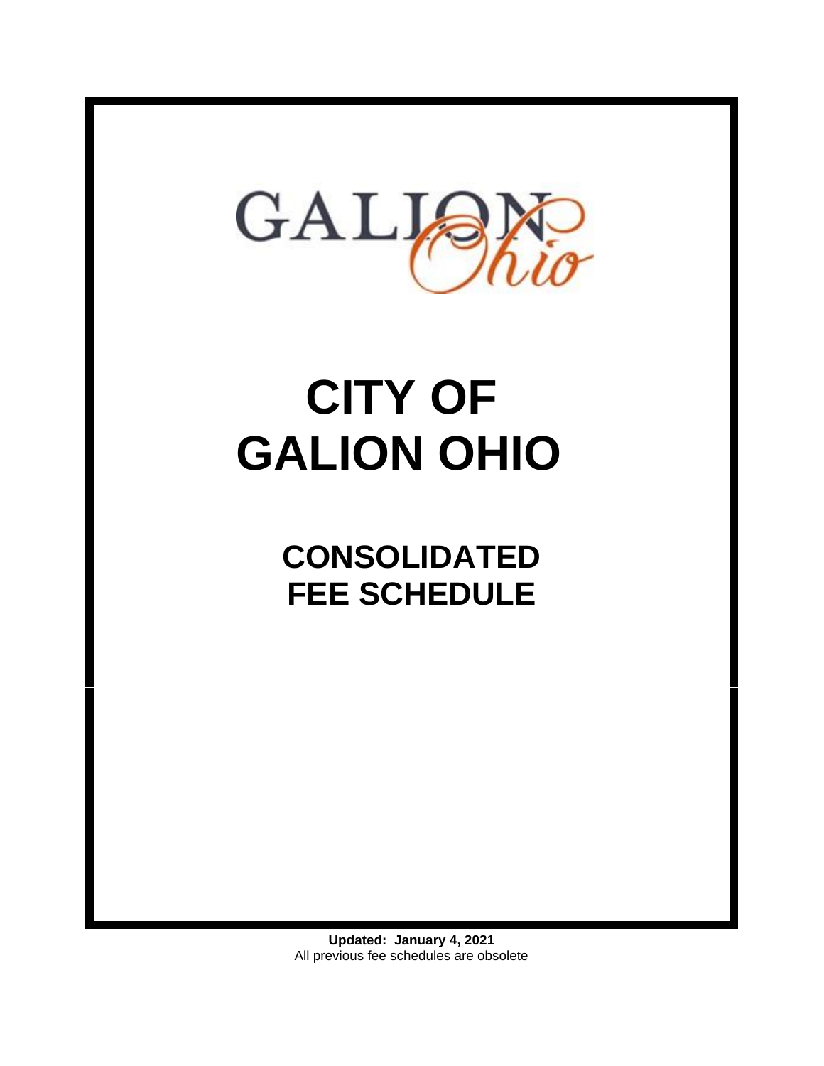GALION Ohio

# CITY OF GALION OHIO

## CONSOLIDATED FEE SCHEDULE

**Updated: January 4, 2021**
All previous fee schedules are obsolete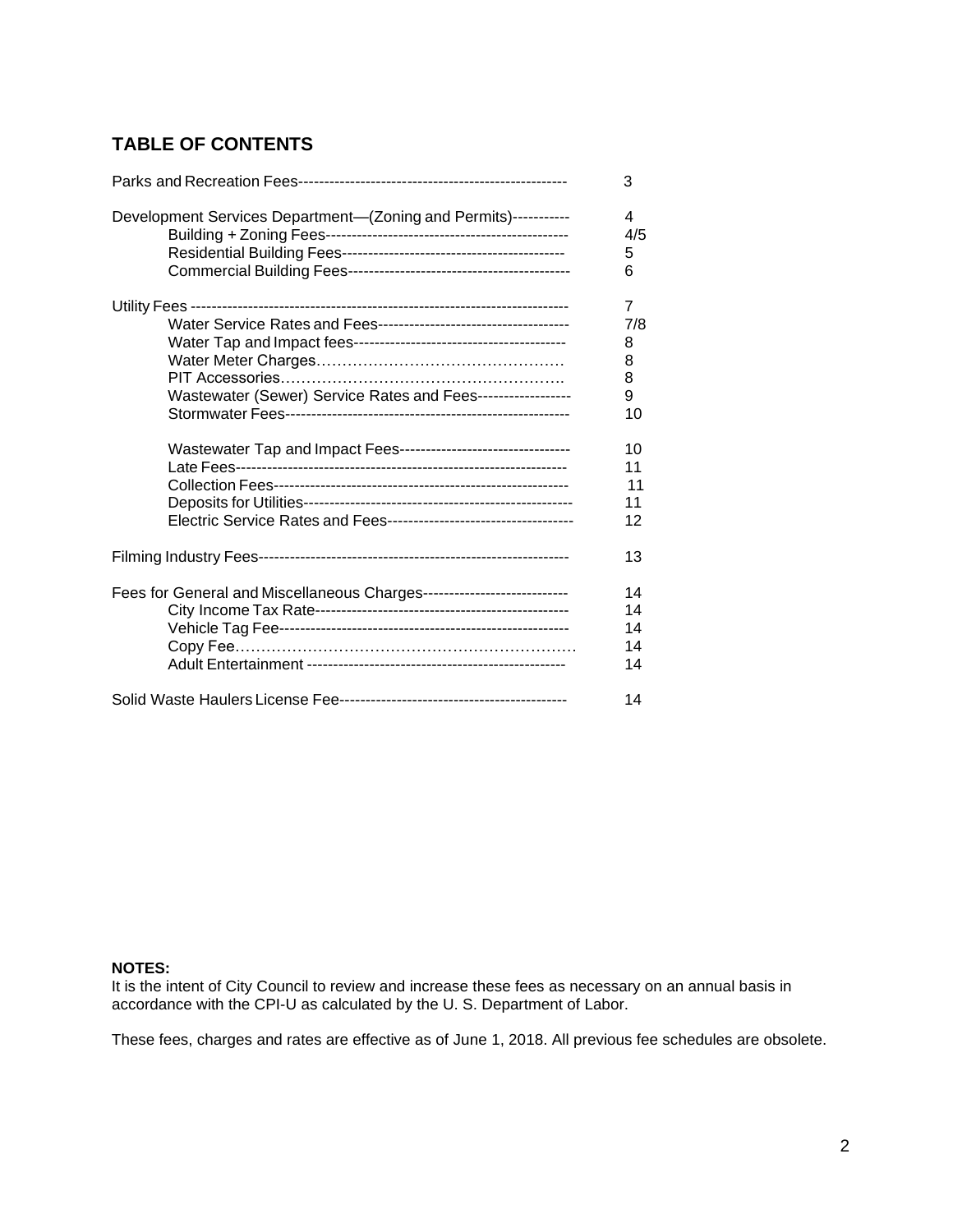## TABLE OF CONTENTS

| | |
|---|---|
| Parks and Recreation Fees | 3 |
| Development Services Department—(Zoning and Permits) | 4 |
| Building + Zoning Fees | 4/5 |
| Residential Building Fees | 5 |
| Commercial Building Fees | 6 |
| Utility Fees | 7 |
| Water Service Rates and Fees | 7/8 |
| Water Tap and Impact fees | 8 |
| Water Meter Charges | 8 |
| PIT Accessories | 8 |
| Wastewater (Sewer) Service Rates and Fees | 9 |
| Stormwater Fees | 10 |
| Wastewater Tap and Impact Fees | 10 |
| Late Fees | 11 |
| Collection Fees | 11 |
| Deposits for Utilities | 11 |
| Electric Service Rates and Fees | 12 |
| Filming Industry Fees | 13 |
| Fees for General and Miscellaneous Charges | 14 |
| City Income Tax Rate | 14 |
| Vehicle Tag Fee | 14 |
| Copy Fee | 14 |
| Adult Entertainment | 14 |
| Solid Waste Haulers License Fee | 14 |

**NOTES:**
It is the intent of City Council to review and increase these fees as necessary on an annual basis in accordance with the CPI-U as calculated by the U. S. Department of Labor.

These fees, charges and rates are effective as of June 1, 2018. All previous fee schedules are obsolete.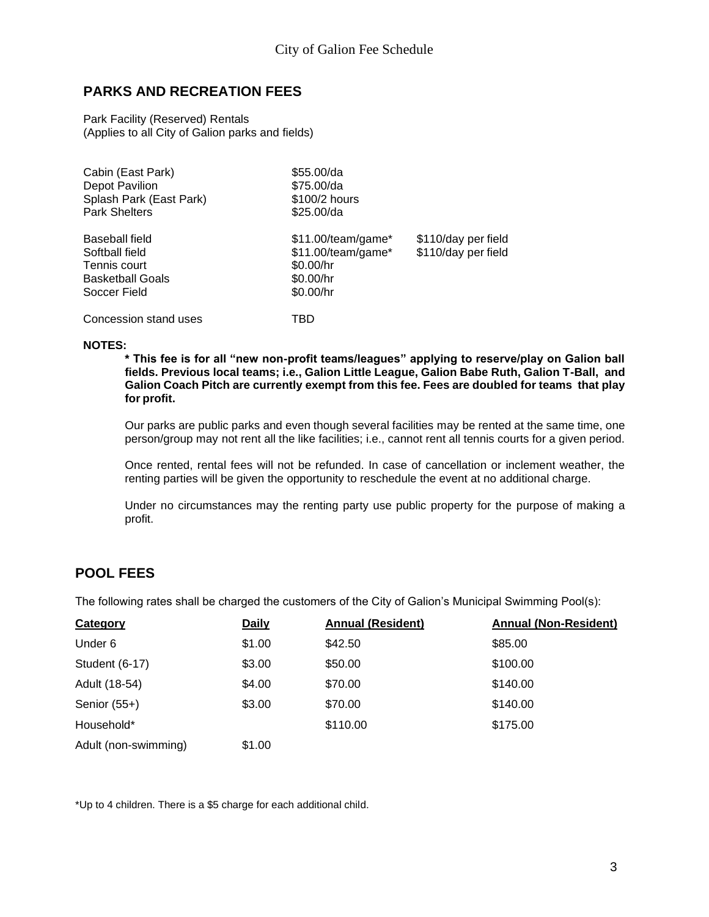## PARKS AND RECREATION FEES

Park Facility (Reserved) Rentals
(Applies to all City of Galion parks and fields)

| | | |
|---|---|---|
| Cabin (East Park) | $55.00/da | |
| Depot Pavilion | $75.00/da | |
| Splash Park (East Park) | $100/2 hours | |
| Park Shelters | $25.00/da | |
| Baseball field | $11.00/team/game* | $110/day per field |
| Softball field | $11.00/team/game* | $110/day per field |
| Tennis court | $0.00/hr | |
| Basketball Goals | $0.00/hr | |
| Soccer Field | $0.00/hr | |
| Concession stand uses | TBD | |

**NOTES:**

**\* This fee is for all "new non-profit teams/leagues" applying to reserve/play on Galion ball fields. Previous local teams; i.e., Galion Little League, Galion Babe Ruth, Galion T-Ball, and Galion Coach Pitch are currently exempt from this fee. Fees are doubled for teams that play for profit.**

Our parks are public parks and even though several facilities may be rented at the same time, one person/group may not rent all the like facilities; i.e., cannot rent all tennis courts for a given period.

Once rented, rental fees will not be refunded. In case of cancellation or inclement weather, the renting parties will be given the opportunity to reschedule the event at no additional charge.

Under no circumstances may the renting party use public property for the purpose of making a profit.

## POOL FEES

The following rates shall be charged the customers of the City of Galion's Municipal Swimming Pool(s):

| Category | Daily | Annual (Resident) | Annual (Non-Resident) |
|---|---|---|---|
| Under 6 | $1.00 | $42.50 | $85.00 |
| Student (6-17) | $3.00 | $50.00 | $100.00 |
| Adult (18-54) | $4.00 | $70.00 | $140.00 |
| Senior (55+) | $3.00 | $70.00 | $140.00 |
| Household* | | $110.00 | $175.00 |
| Adult (non-swimming) | $1.00 | | |

*Up to 4 children. There is a $5 charge for each additional child.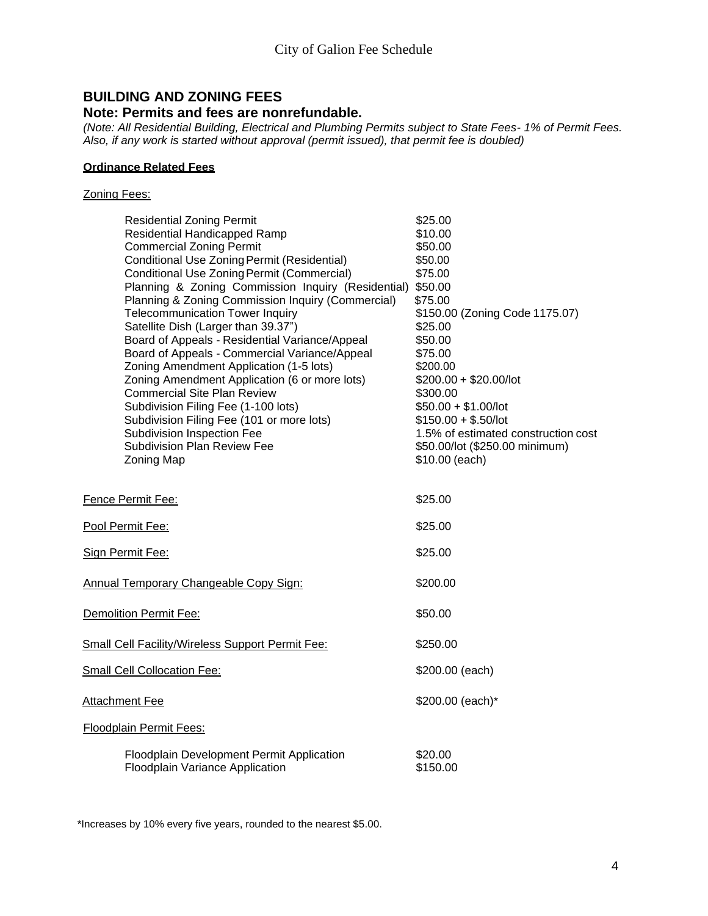## BUILDING AND ZONING FEES

### Note: Permits and fees are nonrefundable.

*(Note: All Residential Building, Electrical and Plumbing Permits subject to State Fees- 1% of Permit Fees. Also, if any work is started without approval (permit issued), that permit fee is doubled)*

**Ordinance Related Fees**

Zoning Fees:

| | |
|---|---|
| Residential Zoning Permit | $25.00 |
| Residential Handicapped Ramp | $10.00 |
| Commercial Zoning Permit | $50.00 |
| Conditional Use Zoning Permit (Residential) | $50.00 |
| Conditional Use Zoning Permit (Commercial) | $75.00 |
| Planning & Zoning Commission Inquiry (Residential) | $50.00 |
| Planning & Zoning Commission Inquiry (Commercial) | $75.00 |
| Telecommunication Tower Inquiry | $150.00 (Zoning Code 1175.07) |
| Satellite Dish (Larger than 39.37") | $25.00 |
| Board of Appeals - Residential Variance/Appeal | $50.00 |
| Board of Appeals - Commercial Variance/Appeal | $75.00 |
| Zoning Amendment Application (1-5 lots) | $200.00 |
| Zoning Amendment Application (6 or more lots) | $200.00 + $20.00/lot |
| Commercial Site Plan Review | $300.00 |
| Subdivision Filing Fee (1-100 lots) | $50.00 + $1.00/lot |
| Subdivision Filing Fee (101 or more lots) | $150.00 + $.50/lot |
| Subdivision Inspection Fee | 1.5% of estimated construction cost |
| Subdivision Plan Review Fee | $50.00/lot ($250.00 minimum) |
| Zoning Map | $10.00 (each) |

| | |
|---|---|
| Fence Permit Fee: | $25.00 |
| Pool Permit Fee: | $25.00 |
| Sign Permit Fee: | $25.00 |
| Annual Temporary Changeable Copy Sign: | $200.00 |
| Demolition Permit Fee: | $50.00 |
| Small Cell Facility/Wireless Support Permit Fee: | $250.00 |
| Small Cell Collocation Fee: | $200.00 (each) |
| Attachment Fee | $200.00 (each)* |

Floodplain Permit Fees:

| | |
|---|---|
| Floodplain Development Permit Application | $20.00 |
| Floodplain Variance Application | $150.00 |

*Increases by 10% every five years, rounded to the nearest $5.00.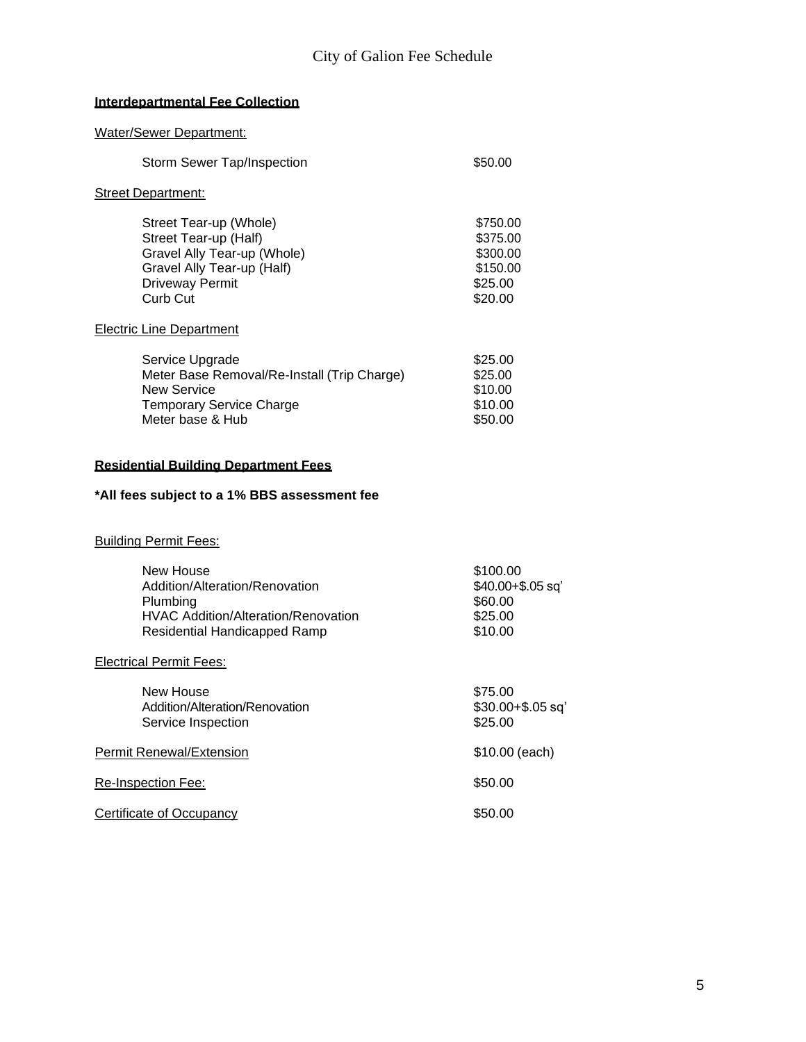## Interdepartmental Fee Collection

Water/Sewer Department:

| | |
|---|---|
| Storm Sewer Tap/Inspection | $50.00 |

Street Department:

| | |
|---|---|
| Street Tear-up (Whole) | $750.00 |
| Street Tear-up (Half) | $375.00 |
| Gravel Ally Tear-up (Whole) | $300.00 |
| Gravel Ally Tear-up (Half) | $150.00 |
| Driveway Permit | $25.00 |
| Curb Cut | $20.00 |

Electric Line Department

| | |
|---|---|
| Service Upgrade | $25.00 |
| Meter Base Removal/Re-Install (Trip Charge) | $25.00 |
| New Service | $10.00 |
| Temporary Service Charge | $10.00 |
| Meter base & Hub | $50.00 |

## Residential Building Department Fees

**\*All fees subject to a 1% BBS assessment fee**

Building Permit Fees:

| | |
|---|---|
| New House | $100.00 |
| Addition/Alteration/Renovation | $40.00+$.05 sq' |
| Plumbing | $60.00 |
| HVAC Addition/Alteration/Renovation | $25.00 |
| Residential Handicapped Ramp | $10.00 |

Electrical Permit Fees:

| | |
|---|---|
| New House | $75.00 |
| Addition/Alteration/Renovation | $30.00+$.05 sq' |
| Service Inspection | $25.00 |

| | |
|---|---|
| Permit Renewal/Extension | $10.00 (each) |
| Re-Inspection Fee: | $50.00 |
| Certificate of Occupancy | $50.00 |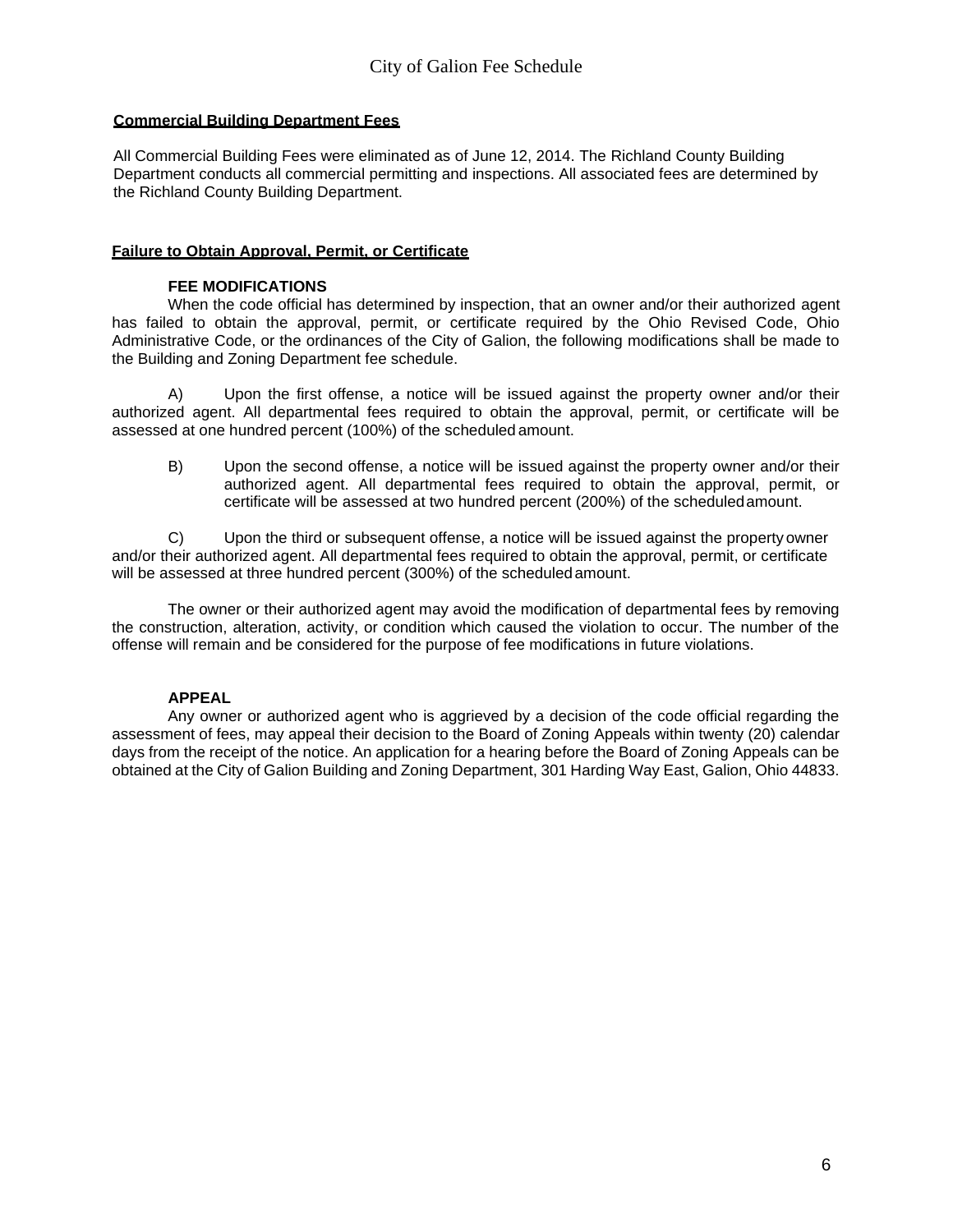**Commercial Building Department Fees**

All Commercial Building Fees were eliminated as of June 12, 2014. The Richland County Building Department conducts all commercial permitting and inspections. All associated fees are determined by the Richland County Building Department.

**Failure to Obtain Approval, Permit, or Certificate**

**FEE MODIFICATIONS**

When the code official has determined by inspection, that an owner and/or their authorized agent has failed to obtain the approval, permit, or certificate required by the Ohio Revised Code, Ohio Administrative Code, or the ordinances of the City of Galion, the following modifications shall be made to the Building and Zoning Department fee schedule.

A) Upon the first offense, a notice will be issued against the property owner and/or their authorized agent. All departmental fees required to obtain the approval, permit, or certificate will be assessed at one hundred percent (100%) of the scheduled amount.

B) Upon the second offense, a notice will be issued against the property owner and/or their authorized agent. All departmental fees required to obtain the approval, permit, or certificate will be assessed at two hundred percent (200%) of the scheduled amount.

C) Upon the third or subsequent offense, a notice will be issued against the property owner and/or their authorized agent. All departmental fees required to obtain the approval, permit, or certificate will be assessed at three hundred percent (300%) of the scheduled amount.

The owner or their authorized agent may avoid the modification of departmental fees by removing the construction, alteration, activity, or condition which caused the violation to occur. The number of the offense will remain and be considered for the purpose of fee modifications in future violations.

**APPEAL**

Any owner or authorized agent who is aggrieved by a decision of the code official regarding the assessment of fees, may appeal their decision to the Board of Zoning Appeals within twenty (20) calendar days from the receipt of the notice. An application for a hearing before the Board of Zoning Appeals can be obtained at the City of Galion Building and Zoning Department, 301 Harding Way East, Galion, Ohio 44833.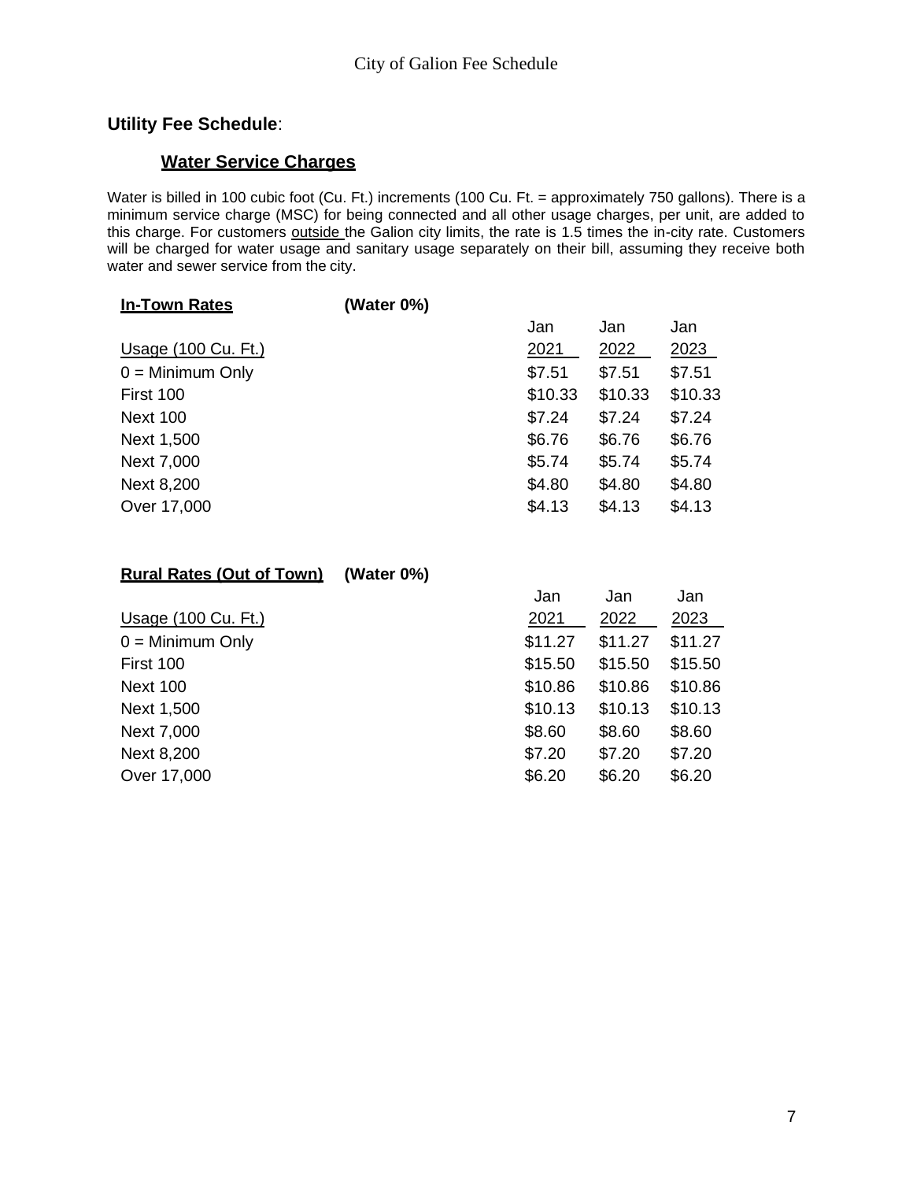City of Galion Fee Schedule

## **Utility Fee Schedule**:

### **Water Service Charges**

Water is billed in 100 cubic foot (Cu. Ft.) increments (100 Cu. Ft. = approximately 750 gallons). There is a minimum service charge (MSC) for being connected and all other usage charges, per unit, are added to this charge. For customers outside the Galion city limits, the rate is 1.5 times the in-city rate. Customers will be charged for water usage and sanitary usage separately on their bill, assuming they receive both water and sewer service from the city.

**In-Town Rates** **(Water 0%)**

| Usage (100 Cu. Ft.) | Jan 2021 | Jan 2022 | Jan 2023 |
|---|---|---|---|
| 0 = Minimum Only | $7.51 | $7.51 | $7.51 |
| First 100 | $10.33 | $10.33 | $10.33 |
| Next 100 | $7.24 | $7.24 | $7.24 |
| Next 1,500 | $6.76 | $6.76 | $6.76 |
| Next 7,000 | $5.74 | $5.74 | $5.74 |
| Next 8,200 | $4.80 | $4.80 | $4.80 |
| Over 17,000 | $4.13 | $4.13 | $4.13 |

**Rural Rates (Out of Town)** **(Water 0%)**

| Usage (100 Cu. Ft.) | Jan 2021 | Jan 2022 | Jan 2023 |
|---|---|---|---|
| 0 = Minimum Only | $11.27 | $11.27 | $11.27 |
| First 100 | $15.50 | $15.50 | $15.50 |
| Next 100 | $10.86 | $10.86 | $10.86 |
| Next 1,500 | $10.13 | $10.13 | $10.13 |
| Next 7,000 | $8.60 | $8.60 | $8.60 |
| Next 8,200 | $7.20 | $7.20 | $7.20 |
| Over 17,000 | $6.20 | $6.20 | $6.20 |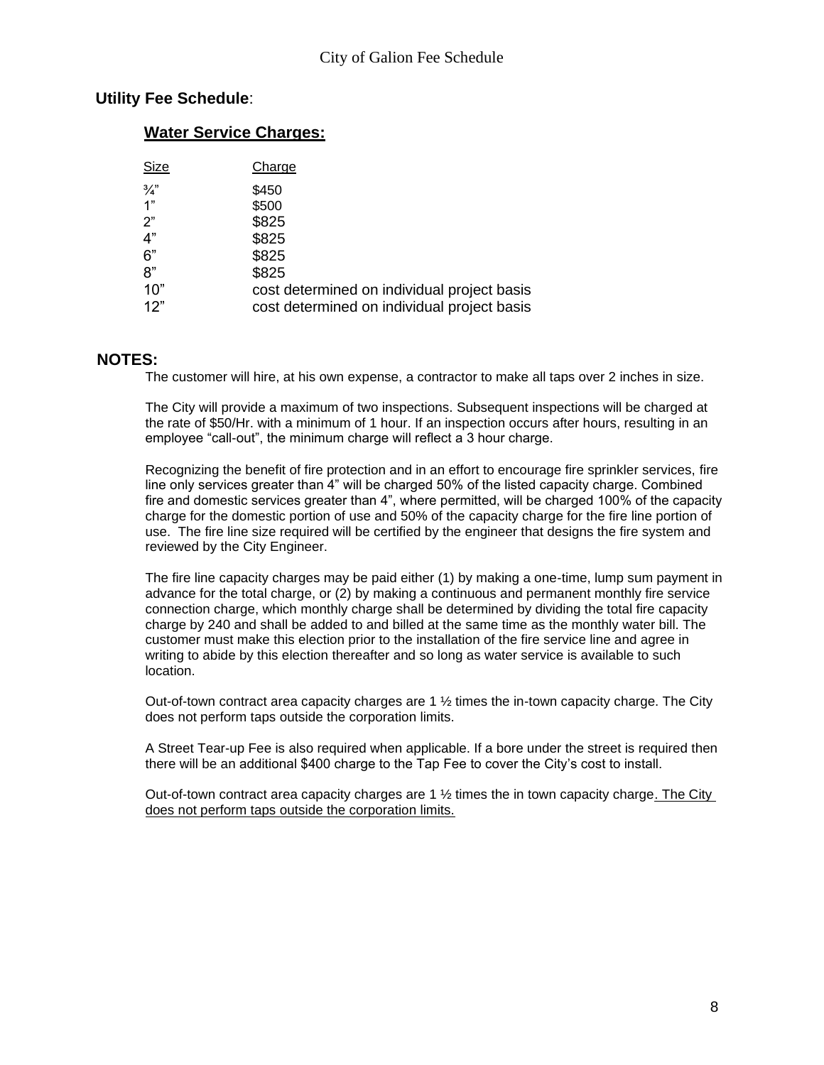## **Utility Fee Schedule**:

### **Water Service Charges:**

| Size | Charge |
|---|---|
| ¾" | $450 |
| 1" | $500 |
| 2" | $825 |
| 4" | $825 |
| 6" | $825 |
| 8" | $825 |
| 10" | cost determined on individual project basis |
| 12" | cost determined on individual project basis |

**NOTES:**

The customer will hire, at his own expense, a contractor to make all taps over 2 inches in size.

The City will provide a maximum of two inspections. Subsequent inspections will be charged at the rate of $50/Hr. with a minimum of 1 hour. If an inspection occurs after hours, resulting in an employee "call-out", the minimum charge will reflect a 3 hour charge.

Recognizing the benefit of fire protection and in an effort to encourage fire sprinkler services, fire line only services greater than 4" will be charged 50% of the listed capacity charge. Combined fire and domestic services greater than 4", where permitted, will be charged 100% of the capacity charge for the domestic portion of use and 50% of the capacity charge for the fire line portion of use. The fire line size required will be certified by the engineer that designs the fire system and reviewed by the City Engineer.

The fire line capacity charges may be paid either (1) by making a one-time, lump sum payment in advance for the total charge, or (2) by making a continuous and permanent monthly fire service connection charge, which monthly charge shall be determined by dividing the total fire capacity charge by 240 and shall be added to and billed at the same time as the monthly water bill. The customer must make this election prior to the installation of the fire service line and agree in writing to abide by this election thereafter and so long as water service is available to such location.

Out-of-town contract area capacity charges are 1 ½ times the in-town capacity charge. The City does not perform taps outside the corporation limits.

A Street Tear-up Fee is also required when applicable. If a bore under the street is required then there will be an additional $400 charge to the Tap Fee to cover the City's cost to install.

Out-of-town contract area capacity charges are 1 ½ times the in town capacity charge. The City does not perform taps outside the corporation limits.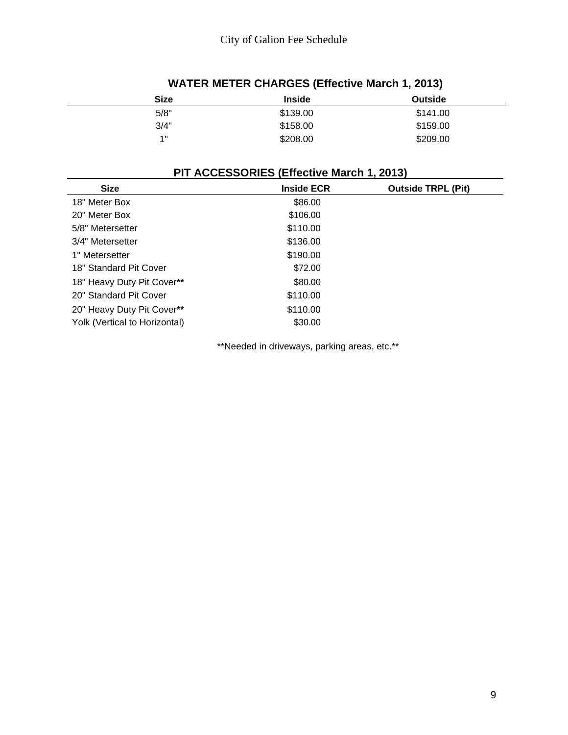## WATER METER CHARGES (Effective March 1, 2013)

| Size | Inside | Outside |
| --- | --- | --- |
| 5/8" | $139.00 | $141.00 |
| 3/4" | $158.00 | $159.00 |
| 1" | $208.00 | $209.00 |

## PIT ACCESSORIES (Effective March 1, 2013)

| Size | Inside ECR | Outside TRPL (Pit) |
| --- | --- | --- |
| 18" Meter Box | $86.00 | |
| 20" Meter Box | $106.00 | |
| 5/8" Metersetter | $110.00 | |
| 3/4" Metersetter | $136.00 | |
| 1" Metersetter | $190.00 | |
| 18" Standard Pit Cover | $72.00 | |
| 18" Heavy Duty Pit Cover** | $80.00 | |
| 20" Standard Pit Cover | $110.00 | |
| 20" Heavy Duty Pit Cover** | $110.00 | |
| Yolk (Vertical to Horizontal) | $30.00 | |

**Needed in driveways, parking areas, etc.**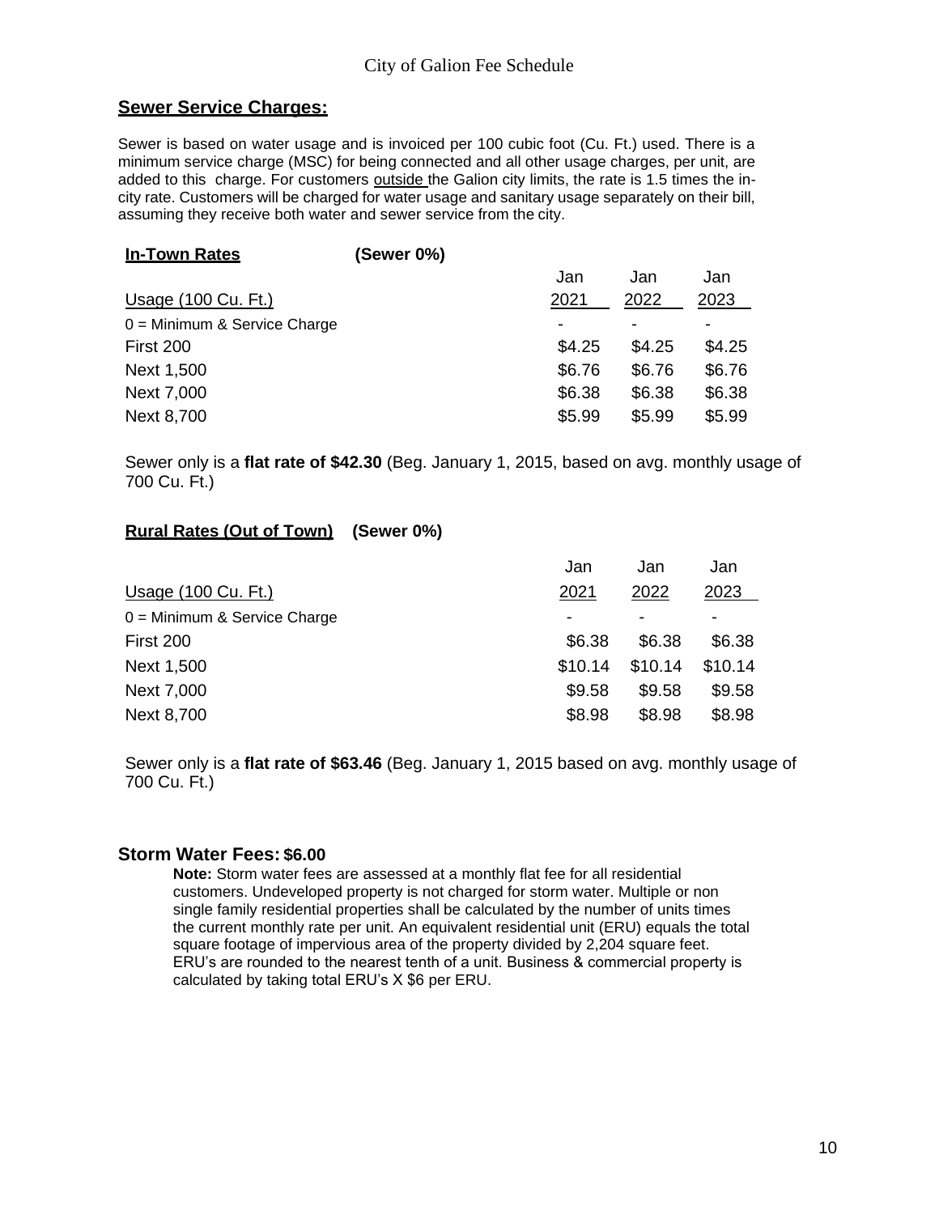## Sewer Service Charges:

Sewer is based on water usage and is invoiced per 100 cubic foot (Cu. Ft.) used. There is a minimum service charge (MSC) for being connected and all other usage charges, per unit, are added to this charge. For customers outside the Galion city limits, the rate is 1.5 times the in-city rate. Customers will be charged for water usage and sanitary usage separately on their bill, assuming they receive both water and sewer service from the city.

**In-Town Rates** **(Sewer 0%)**

| Usage (100 Cu. Ft.) | Jan 2021 | Jan 2022 | Jan 2023 |
|---|---|---|---|
| 0 = Minimum & Service Charge | - | - | - |
| First 200 | $4.25 | $4.25 | $4.25 |
| Next 1,500 | $6.76 | $6.76 | $6.76 |
| Next 7,000 | $6.38 | $6.38 | $6.38 |
| Next 8,700 | $5.99 | $5.99 | $5.99 |

Sewer only is a **flat rate of $42.30** (Beg. January 1, 2015, based on avg. monthly usage of 700 Cu. Ft.)

**Rural Rates (Out of Town)** **(Sewer 0%)**

| Usage (100 Cu. Ft.) | Jan 2021 | Jan 2022 | Jan 2023 |
|---|---|---|---|
| 0 = Minimum & Service Charge | - | - | - |
| First 200 | $6.38 | $6.38 | $6.38 |
| Next 1,500 | $10.14 | $10.14 | $10.14 |
| Next 7,000 | $9.58 | $9.58 | $9.58 |
| Next 8,700 | $8.98 | $8.98 | $8.98 |

Sewer only is a **flat rate of $63.46** (Beg. January 1, 2015 based on avg. monthly usage of 700 Cu. Ft.)

## Storm Water Fees: $6.00

**Note:** Storm water fees are assessed at a monthly flat fee for all residential customers. Undeveloped property is not charged for storm water. Multiple or non single family residential properties shall be calculated by the number of units times the current monthly rate per unit. An equivalent residential unit (ERU) equals the total square footage of impervious area of the property divided by 2,204 square feet. ERU's are rounded to the nearest tenth of a unit. Business & commercial property is calculated by taking total ERU's X $6 per ERU.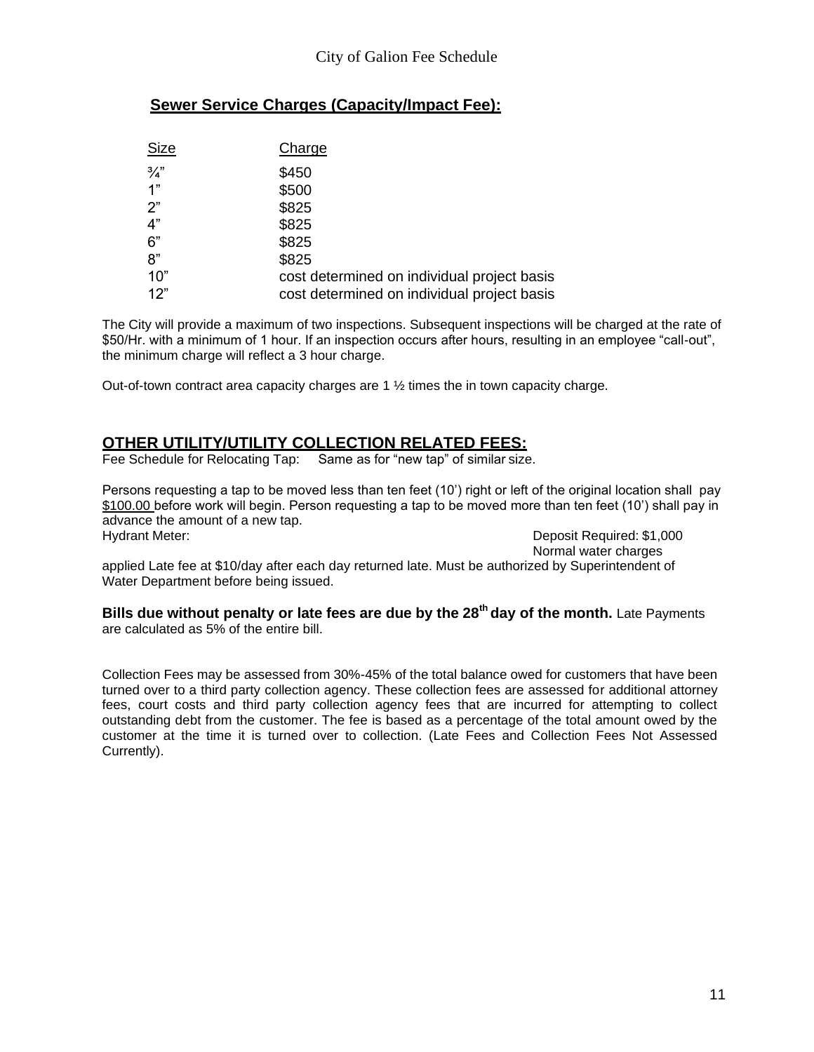## **Sewer Service Charges (Capacity/Impact Fee):**

| Size | Charge |
|---|---|
| ¾" | $450 |
| 1" | $500 |
| 2" | $825 |
| 4" | $825 |
| 6" | $825 |
| 8" | $825 |
| 10" | cost determined on individual project basis |
| 12" | cost determined on individual project basis |

The City will provide a maximum of two inspections. Subsequent inspections will be charged at the rate of $50/Hr. with a minimum of 1 hour. If an inspection occurs after hours, resulting in an employee "call-out", the minimum charge will reflect a 3 hour charge.

Out-of-town contract area capacity charges are 1 ½ times the in town capacity charge.

## **OTHER UTILITY/UTILITY COLLECTION RELATED FEES:**

Fee Schedule for Relocating Tap: Same as for "new tap" of similar size.

Persons requesting a tap to be moved less than ten feet (10') right or left of the original location shall pay $100.00 before work will begin. Person requesting a tap to be moved more than ten feet (10') shall pay in advance the amount of a new tap.

Hydrant Meter: Deposit Required: $1,000
Normal water charges applied Late fee at $10/day after each day returned late. Must be authorized by Superintendent of Water Department before being issued.

**Bills due without penalty or late fees are due by the 28th day of the month.** Late Payments are calculated as 5% of the entire bill.

Collection Fees may be assessed from 30%-45% of the total balance owed for customers that have been turned over to a third party collection agency. These collection fees are assessed for additional attorney fees, court costs and third party collection agency fees that are incurred for attempting to collect outstanding debt from the customer. The fee is based as a percentage of the total amount owed by the customer at the time it is turned over to collection. (Late Fees and Collection Fees Not Assessed Currently).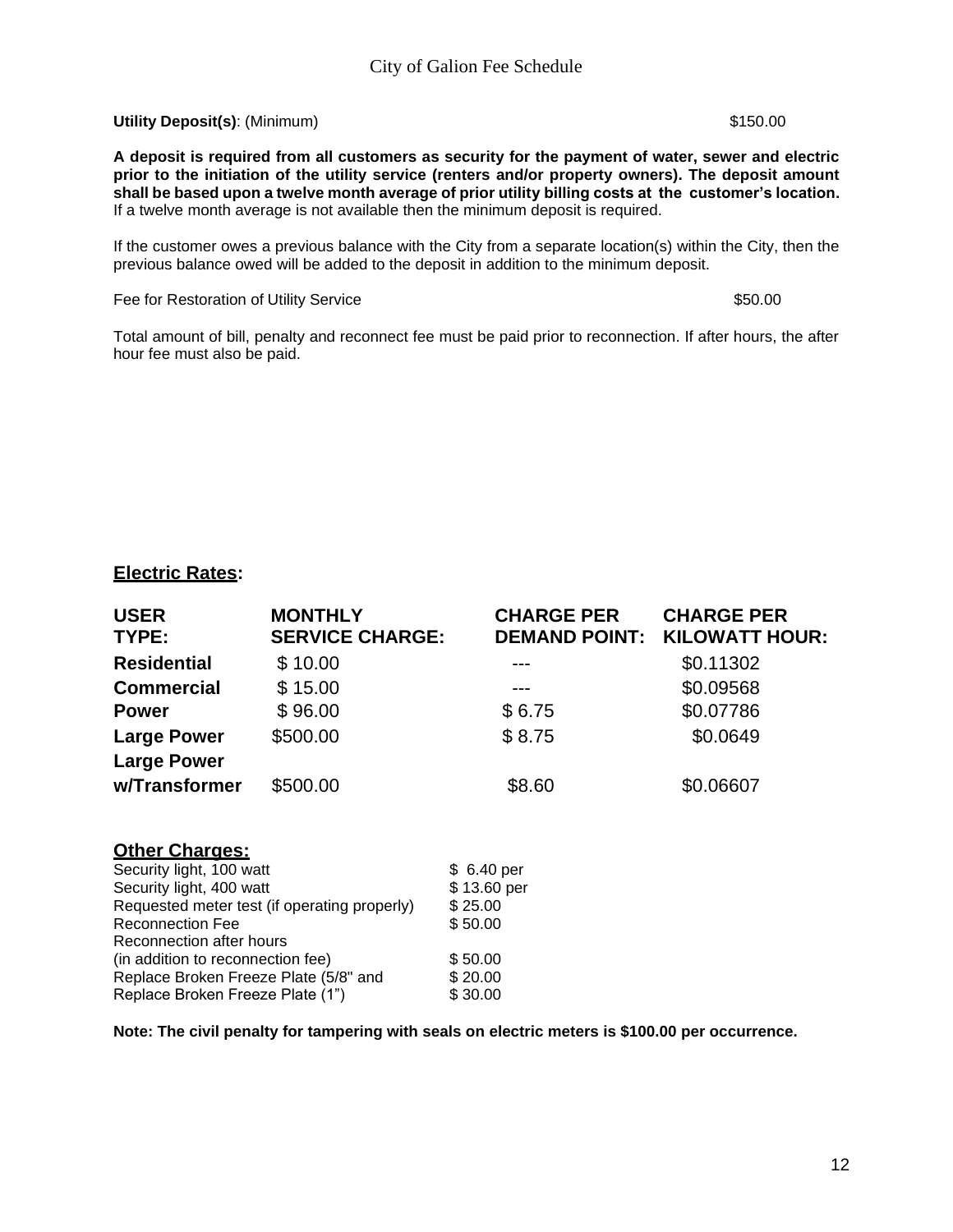# City of Galion Fee Schedule

**Utility Deposit(s)**: (Minimum) $150.00

**A deposit is required from all customers as security for the payment of water, sewer and electric prior to the initiation of the utility service (renters and/or property owners). The deposit amount shall be based upon a twelve month average of prior utility billing costs at the customer's location.** If a twelve month average is not available then the minimum deposit is required.

If the customer owes a previous balance with the City from a separate location(s) within the City, then the previous balance owed will be added to the deposit in addition to the minimum deposit.

Fee for Restoration of Utility Service $50.00

Total amount of bill, penalty and reconnect fee must be paid prior to reconnection. If after hours, the after hour fee must also be paid.

## **Electric Rates:**

| USER TYPE: | MONTHLY SERVICE CHARGE: | CHARGE PER DEMAND POINT: | CHARGE PER KILOWATT HOUR: |
|---|---|---|---|
| **Residential** | $ 10.00 | --- | $0.11302 |
| **Commercial** | $ 15.00 | --- | $0.09568 |
| **Power** | $ 96.00 | $ 6.75 | $0.07786 |
| **Large Power** | $500.00 | $ 8.75 | $0.0649 |
| **Large Power w/Transformer** | $500.00 | $8.60 | $0.06607 |

## **Other Charges:**

| | |
|---|---|
| Security light, 100 watt | $ 6.40 per |
| Security light, 400 watt | $ 13.60 per |
| Requested meter test (if operating properly) | $ 25.00 |
| Reconnection Fee | $ 50.00 |
| Reconnection after hours (in addition to reconnection fee) | $ 50.00 |
| Replace Broken Freeze Plate (5/8" and | $ 20.00 |
| Replace Broken Freeze Plate (1") | $ 30.00 |

**Note: The civil penalty for tampering with seals on electric meters is $100.00 per occurrence.**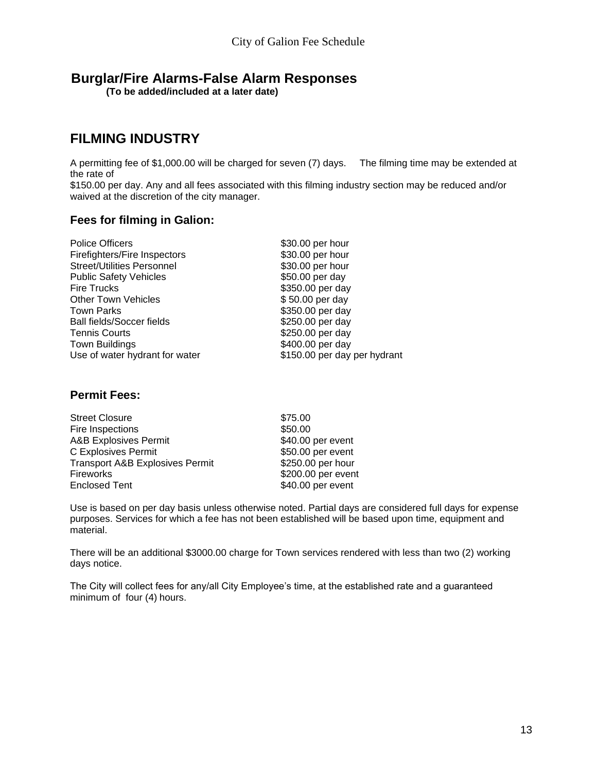## Burglar/Fire Alarms-False Alarm Responses

**(To be added/included at a later date)**

# FILMING INDUSTRY

A permitting fee of $1,000.00 will be charged for seven (7) days. The filming time may be extended at the rate of
$150.00 per day. Any and all fees associated with this filming industry section may be reduced and/or waived at the discretion of the city manager.

### Fees for filming in Galion:

| | |
|---|---|
| Police Officers | $30.00 per hour |
| Firefighters/Fire Inspectors | $30.00 per hour |
| Street/Utilities Personnel | $30.00 per hour |
| Public Safety Vehicles | $50.00 per day |
| Fire Trucks | $350.00 per day |
| Other Town Vehicles | $ 50.00 per day |
| Town Parks | $350.00 per day |
| Ball fields/Soccer fields | $250.00 per day |
| Tennis Courts | $250.00 per day |
| Town Buildings | $400.00 per day |
| Use of water hydrant for water | $150.00 per day per hydrant |

### Permit Fees:

| | |
|---|---|
| Street Closure | $75.00 |
| Fire Inspections | $50.00 |
| A&B Explosives Permit | $40.00 per event |
| C Explosives Permit | $50.00 per event |
| Transport A&B Explosives Permit | $250.00 per hour |
| Fireworks | $200.00 per event |
| Enclosed Tent | $40.00 per event |

Use is based on per day basis unless otherwise noted. Partial days are considered full days for expense purposes. Services for which a fee has not been established will be based upon time, equipment and material.

There will be an additional $3000.00 charge for Town services rendered with less than two (2) working days notice.

The City will collect fees for any/all City Employee's time, at the established rate and a guaranteed minimum of four (4) hours.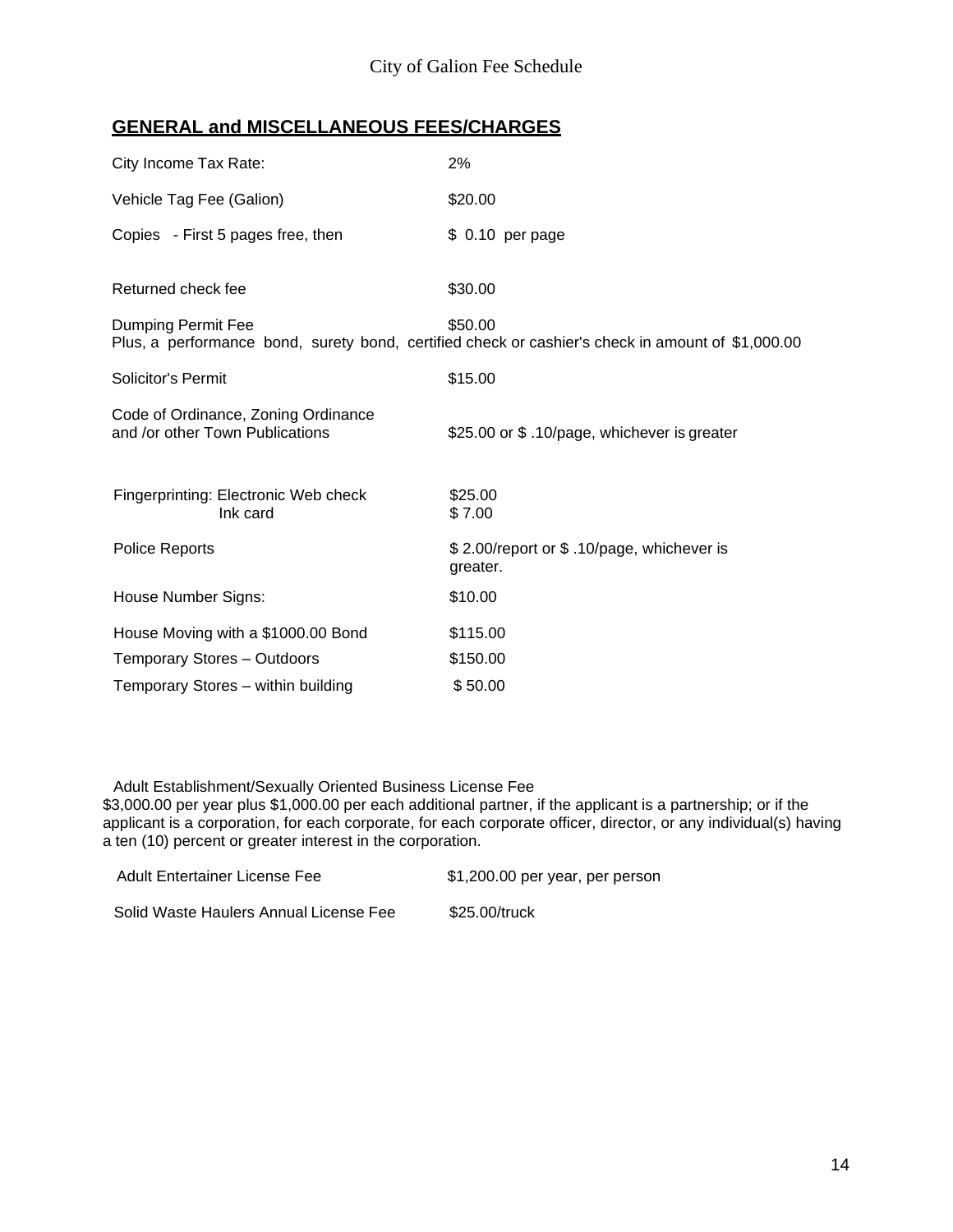## GENERAL and MISCELLANEOUS FEES/CHARGES

| | |
|---|---|
| City Income Tax Rate: | 2% |
| Vehicle Tag Fee (Galion) | $20.00 |
| Copies - First 5 pages free, then | $ 0.10 per page |
| Returned check fee | $30.00 |
| Dumping Permit Fee | $50.00 |

Plus, a performance bond, surety bond, certified check or cashier's check in amount of $1,000.00

| | |
|---|---|
| Solicitor's Permit | $15.00 |
| Code of Ordinance, Zoning Ordinance and /or other Town Publications | $25.00 or $ .10/page, whichever is greater |
| Fingerprinting: Electronic Web check | $25.00 |
| Ink card | $ 7.00 |
| Police Reports | $ 2.00/report or $ .10/page, whichever is greater. |
| House Number Signs: | $10.00 |
| House Moving with a $1000.00 Bond | $115.00 |
| Temporary Stores – Outdoors | $150.00 |
| Temporary Stores – within building | $ 50.00 |

Adult Establishment/Sexually Oriented Business License Fee
$3,000.00 per year plus $1,000.00 per each additional partner, if the applicant is a partnership; or if the applicant is a corporation, for each corporate, for each corporate officer, director, or any individual(s) having a ten (10) percent or greater interest in the corporation.

| | |
|---|---|
| Adult Entertainer License Fee | $1,200.00 per year, per person |
| Solid Waste Haulers Annual License Fee | $25.00/truck |